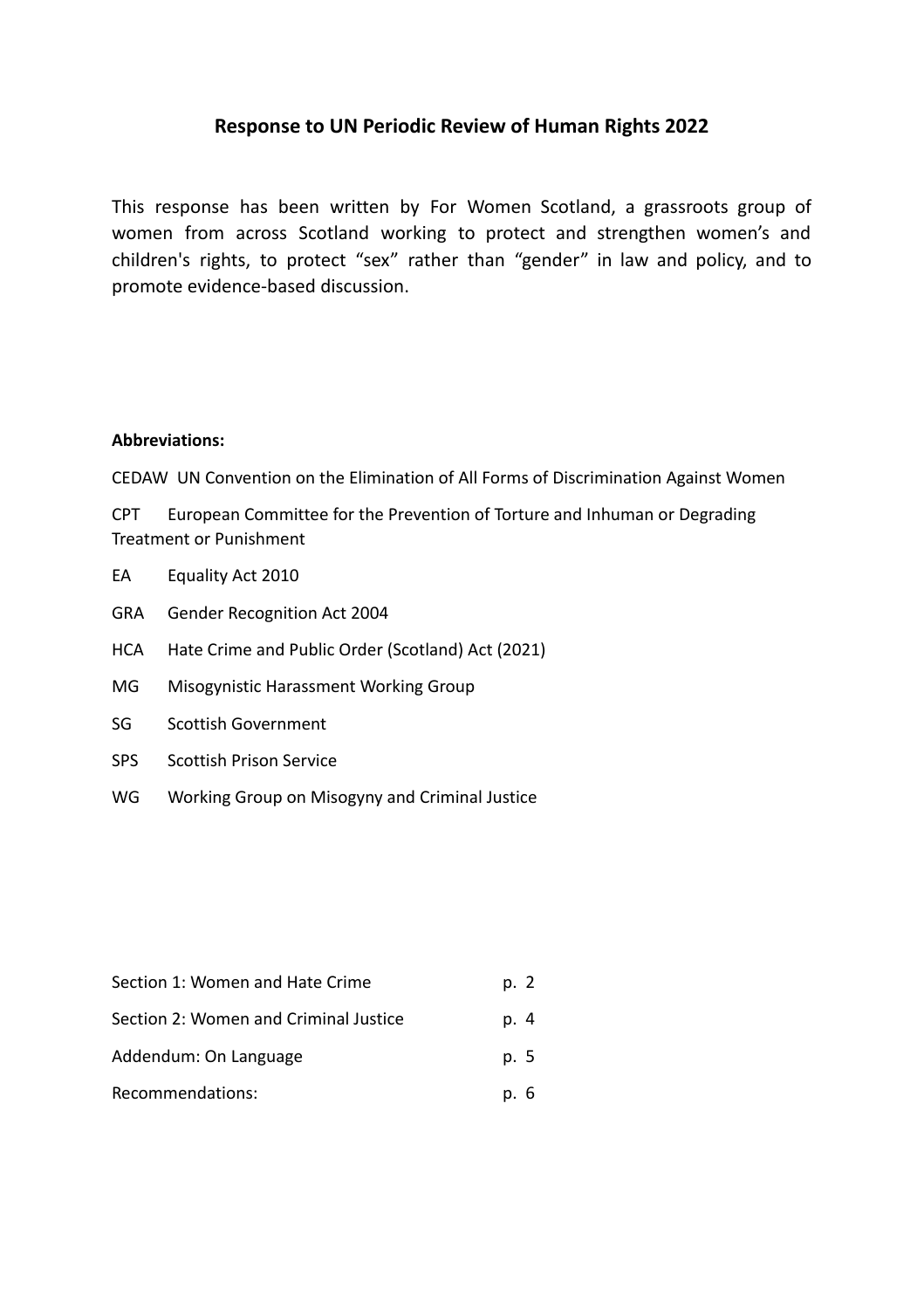# Response to UN Periodic Review of Human Rights 2022

This response has been written by For Women Scotland, a grassroots group of women from across Scotland working to protect and strengthen women's and children's rights, to protect "sex" rather than "gender" in law and policy, and to promote evidence-based discussion.

**Abbreviations:**

CEDAW UN Convention on the Elimination of All Forms of Discrimination Against Women

CPT European Committee for the Prevention of Torture and Inhuman or Degrading Treatment or Punishment

EA Equality Act 2010

GRA Gender Recognition Act 2004

HCA Hate Crime and Public Order (Scotland) Act (2021)

MG Misogynistic Harassment Working Group

SG Scottish Government

SPS Scottish Prison Service

WG Working Group on Misogyny and Criminal Justice

| | |
|---|---|
| Section 1: Women and Hate Crime | p. 2 |
| Section 2: Women and Criminal Justice | p. 4 |
| Addendum: On Language | p. 5 |
| Recommendations: | p. 6 |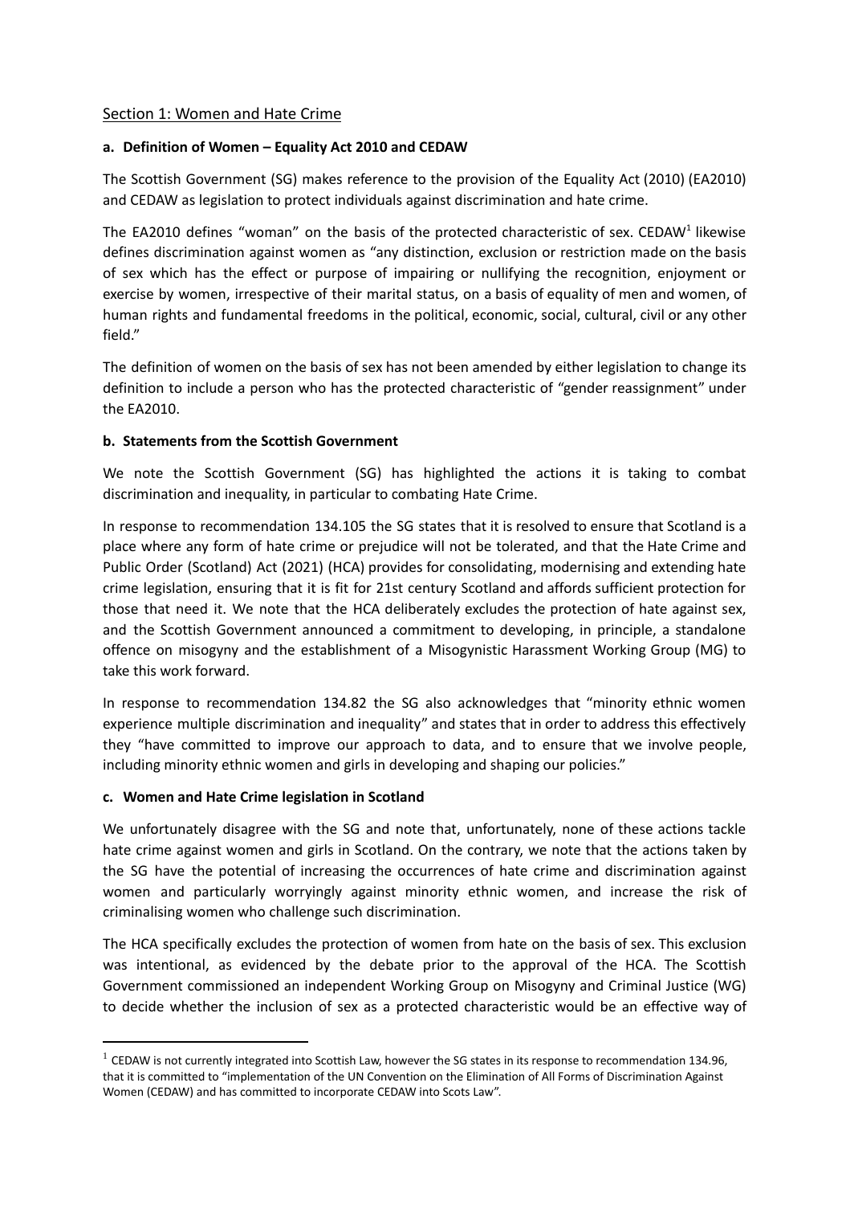## Section 1: Women and Hate Crime

### a. Definition of Women – Equality Act 2010 and CEDAW

The Scottish Government (SG) makes reference to the provision of the Equality Act (2010) (EA2010) and CEDAW as legislation to protect individuals against discrimination and hate crime.

The EA2010 defines "woman" on the basis of the protected characteristic of sex. CEDAW[1] likewise defines discrimination against women as "any distinction, exclusion or restriction made on the basis of sex which has the effect or purpose of impairing or nullifying the recognition, enjoyment or exercise by women, irrespective of their marital status, on a basis of equality of men and women, of human rights and fundamental freedoms in the political, economic, social, cultural, civil or any other field."

The definition of women on the basis of sex has not been amended by either legislation to change its definition to include a person who has the protected characteristic of "gender reassignment" under the EA2010.

### b. Statements from the Scottish Government

We note the Scottish Government (SG) has highlighted the actions it is taking to combat discrimination and inequality, in particular to combating Hate Crime.

In response to recommendation 134.105 the SG states that it is resolved to ensure that Scotland is a place where any form of hate crime or prejudice will not be tolerated, and that the Hate Crime and Public Order (Scotland) Act (2021) (HCA) provides for consolidating, modernising and extending hate crime legislation, ensuring that it is fit for 21st century Scotland and affords sufficient protection for those that need it. We note that the HCA deliberately excludes the protection of hate against sex, and the Scottish Government announced a commitment to developing, in principle, a standalone offence on misogyny and the establishment of a Misogynistic Harassment Working Group (MG) to take this work forward.

In response to recommendation 134.82 the SG also acknowledges that "minority ethnic women experience multiple discrimination and inequality" and states that in order to address this effectively they "have committed to improve our approach to data, and to ensure that we involve people, including minority ethnic women and girls in developing and shaping our policies."

### c. Women and Hate Crime legislation in Scotland

We unfortunately disagree with the SG and note that, unfortunately, none of these actions tackle hate crime against women and girls in Scotland. On the contrary, we note that the actions taken by the SG have the potential of increasing the occurrences of hate crime and discrimination against women and particularly worryingly against minority ethnic women, and increase the risk of criminalising women who challenge such discrimination.

The HCA specifically excludes the protection of women from hate on the basis of sex. This exclusion was intentional, as evidenced by the debate prior to the approval of the HCA. The Scottish Government commissioned an independent Working Group on Misogyny and Criminal Justice (WG) to decide whether the inclusion of sex as a protected characteristic would be an effective way of

---

[1] CEDAW is not currently integrated into Scottish Law, however the SG states in its response to recommendation 134.96, that it is committed to "implementation of the UN Convention on the Elimination of All Forms of Discrimination Against Women (CEDAW) and has committed to incorporate CEDAW into Scots Law".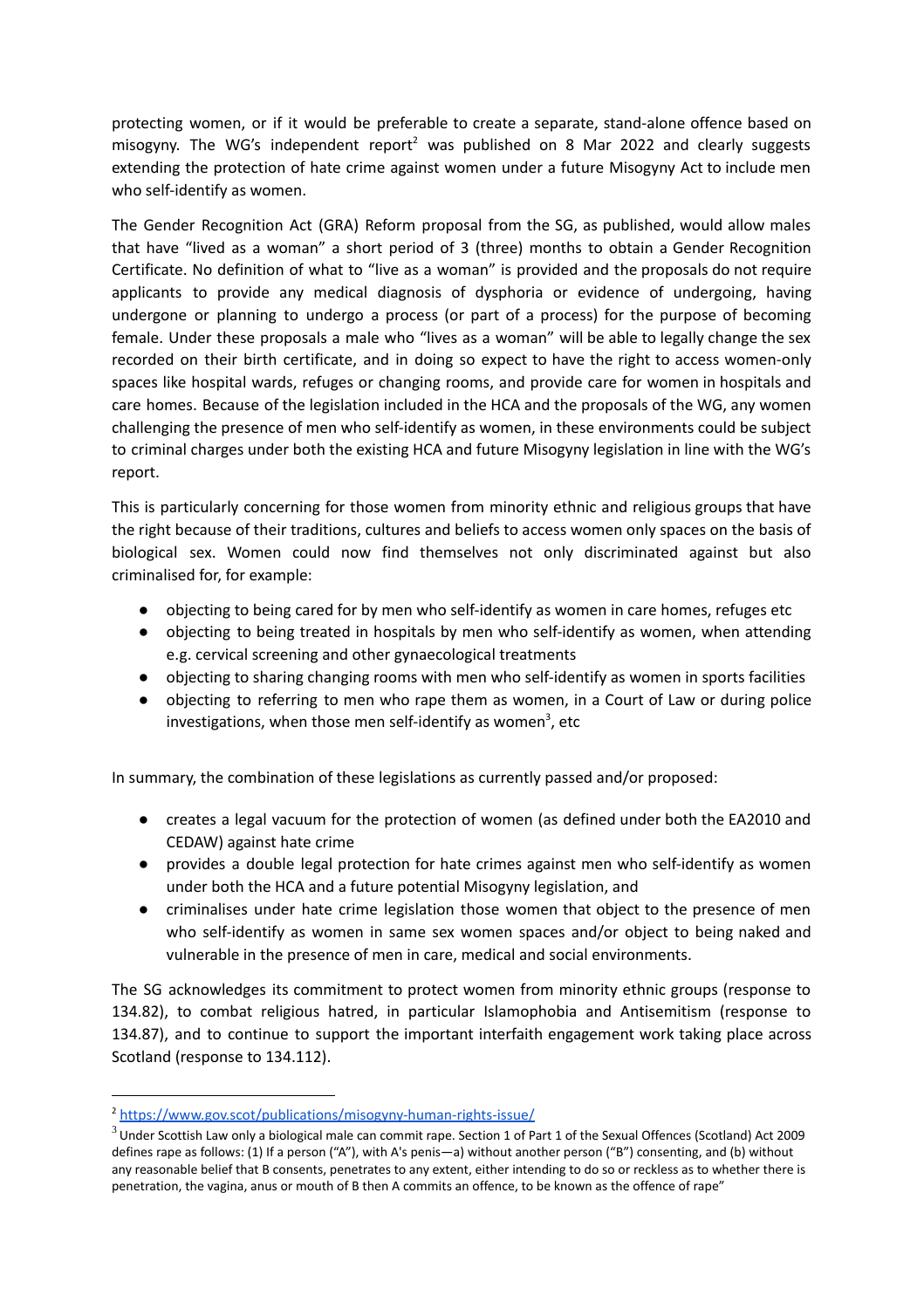protecting women, or if it would be preferable to create a separate, stand-alone offence based on misogyny. The WG's independent report[2] was published on 8 Mar 2022 and clearly suggests extending the protection of hate crime against women under a future Misogyny Act to include men who self-identify as women.

The Gender Recognition Act (GRA) Reform proposal from the SG, as published, would allow males that have "lived as a woman" a short period of 3 (three) months to obtain a Gender Recognition Certificate. No definition of what to "live as a woman" is provided and the proposals do not require applicants to provide any medical diagnosis of dysphoria or evidence of undergoing, having undergone or planning to undergo a process (or part of a process) for the purpose of becoming female. Under these proposals a male who "lives as a woman" will be able to legally change the sex recorded on their birth certificate, and in doing so expect to have the right to access women-only spaces like hospital wards, refuges or changing rooms, and provide care for women in hospitals and care homes. Because of the legislation included in the HCA and the proposals of the WG, any women challenging the presence of men who self-identify as women, in these environments could be subject to criminal charges under both the existing HCA and future Misogyny legislation in line with the WG's report.

This is particularly concerning for those women from minority ethnic and religious groups that have the right because of their traditions, cultures and beliefs to access women only spaces on the basis of biological sex. Women could now find themselves not only discriminated against but also criminalised for, for example:

- objecting to being cared for by men who self-identify as women in care homes, refuges etc
- objecting to being treated in hospitals by men who self-identify as women, when attending e.g. cervical screening and other gynaecological treatments
- objecting to sharing changing rooms with men who self-identify as women in sports facilities
- objecting to referring to men who rape them as women, in a Court of Law or during police investigations, when those men self-identify as women[3], etc

In summary, the combination of these legislations as currently passed and/or proposed:

- creates a legal vacuum for the protection of women (as defined under both the EA2010 and CEDAW) against hate crime
- provides a double legal protection for hate crimes against men who self-identify as women under both the HCA and a future potential Misogyny legislation, and
- criminalises under hate crime legislation those women that object to the presence of men who self-identify as women in same sex women spaces and/or object to being naked and vulnerable in the presence of men in care, medical and social environments.

The SG acknowledges its commitment to protect women from minority ethnic groups (response to 134.82), to combat religious hatred, in particular Islamophobia and Antisemitism (response to 134.87), and to continue to support the important interfaith engagement work taking place across Scotland (response to 134.112).

---

[2] https://www.gov.scot/publications/misogyny-human-rights-issue/

[3] Under Scottish Law only a biological male can commit rape. Section 1 of Part 1 of the Sexual Offences (Scotland) Act 2009 defines rape as follows: (1) If a person ("A"), with A's penis—a) without another person ("B") consenting, and (b) without any reasonable belief that B consents, penetrates to any extent, either intending to do so or reckless as to whether there is penetration, the vagina, anus or mouth of B then A commits an offence, to be known as the offence of rape"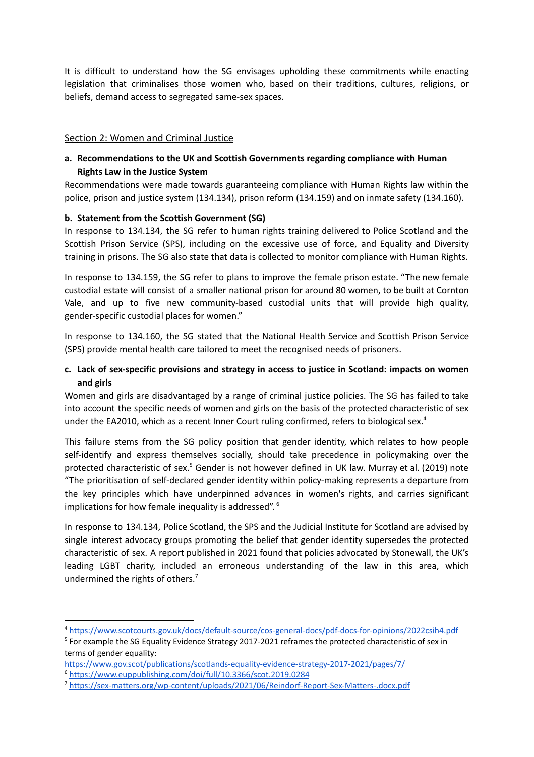It is difficult to understand how the SG envisages upholding these commitments while enacting legislation that criminalises those women who, based on their traditions, cultures, religions, or beliefs, demand access to segregated same-sex spaces.

## Section 2: Women and Criminal Justice

**a. Recommendations to the UK and Scottish Governments regarding compliance with Human Rights Law in the Justice System**

Recommendations were made towards guaranteeing compliance with Human Rights law within the police, prison and justice system (134.134), prison reform (134.159) and on inmate safety (134.160).

**b. Statement from the Scottish Government (SG)**

In response to 134.134, the SG refer to human rights training delivered to Police Scotland and the Scottish Prison Service (SPS), including on the excessive use of force, and Equality and Diversity training in prisons. The SG also state that data is collected to monitor compliance with Human Rights.

In response to 134.159, the SG refer to plans to improve the female prison estate. "The new female custodial estate will consist of a smaller national prison for around 80 women, to be built at Cornton Vale, and up to five new community-based custodial units that will provide high quality, gender-specific custodial places for women."

In response to 134.160, the SG stated that the National Health Service and Scottish Prison Service (SPS) provide mental health care tailored to meet the recognised needs of prisoners.

**c. Lack of sex-specific provisions and strategy in access to justice in Scotland: impacts on women and girls**

Women and girls are disadvantaged by a range of criminal justice policies. The SG has failed to take into account the specific needs of women and girls on the basis of the protected characteristic of sex under the EA2010, which as a recent Inner Court ruling confirmed, refers to biological sex.[4]

This failure stems from the SG policy position that gender identity, which relates to how people self-identify and express themselves socially, should take precedence in policymaking over the protected characteristic of sex.[5] Gender is not however defined in UK law. Murray et al. (2019) note "The prioritisation of self-declared gender identity within policy-making represents a departure from the key principles which have underpinned advances in women's rights, and carries significant implications for how female inequality is addressed".[6]

In response to 134.134, Police Scotland, the SPS and the Judicial Institute for Scotland are advised by single interest advocacy groups promoting the belief that gender identity supersedes the protected characteristic of sex. A report published in 2021 found that policies advocated by Stonewall, the UK's leading LGBT charity, included an erroneous understanding of the law in this area, which undermined the rights of others.[7]

---

[4] https://www.scotcourts.gov.uk/docs/default-source/cos-general-docs/pdf-docs-for-opinions/2022csih4.pdf

[5] For example the SG Equality Evidence Strategy 2017-2021 reframes the protected characteristic of sex in terms of gender equality: https://www.gov.scot/publications/scotlands-equality-evidence-strategy-2017-2021/pages/7/

[6] https://www.euppublishing.com/doi/full/10.3366/scot.2019.0284

[7] https://sex-matters.org/wp-content/uploads/2021/06/Reindorf-Report-Sex-Matters-.docx.pdf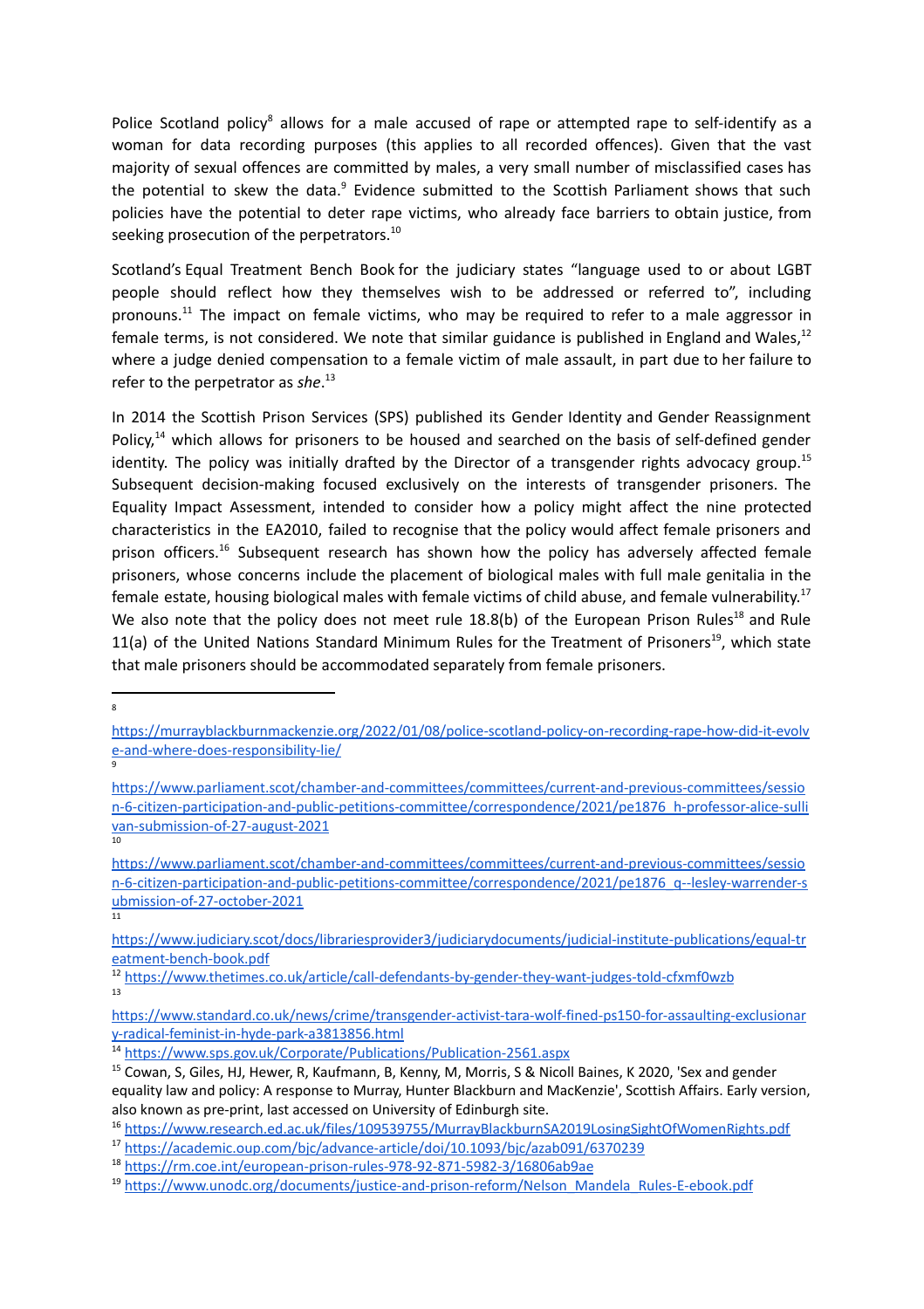Police Scotland policy[8] allows for a male accused of rape or attempted rape to self-identify as a woman for data recording purposes (this applies to all recorded offences). Given that the vast majority of sexual offences are committed by males, a very small number of misclassified cases has the potential to skew the data.[9] Evidence submitted to the Scottish Parliament shows that such policies have the potential to deter rape victims, who already face barriers to obtain justice, from seeking prosecution of the perpetrators.[10]

Scotland's Equal Treatment Bench Book for the judiciary states "language used to or about LGBT people should reflect how they themselves wish to be addressed or referred to", including pronouns.[11] The impact on female victims, who may be required to refer to a male aggressor in female terms, is not considered. We note that similar guidance is published in England and Wales,[12] where a judge denied compensation to a female victim of male assault, in part due to her failure to refer to the perpetrator as *she*.[13]

In 2014 the Scottish Prison Services (SPS) published its Gender Identity and Gender Reassignment Policy,[14] which allows for prisoners to be housed and searched on the basis of self-defined gender identity. The policy was initially drafted by the Director of a transgender rights advocacy group.[15] Subsequent decision-making focused exclusively on the interests of transgender prisoners. The Equality Impact Assessment, intended to consider how a policy might affect the nine protected characteristics in the EA2010, failed to recognise that the policy would affect female prisoners and prison officers.[16] Subsequent research has shown how the policy has adversely affected female prisoners, whose concerns include the placement of biological males with full male genitalia in the female estate, housing biological males with female victims of child abuse, and female vulnerability.[17] We also note that the policy does not meet rule 18.8(b) of the European Prison Rules[18] and Rule 11(a) of the United Nations Standard Minimum Rules for the Treatment of Prisoners[19], which state that male prisoners should be accommodated separately from female prisoners.

---

[8] https://murrayblackburnmackenzie.org/2022/01/08/police-scotland-policy-on-recording-rape-how-did-it-evolve-and-where-does-responsibility-lie/

[9] https://www.parliament.scot/chamber-and-committees/committees/current-and-previous-committees/session-6-citizen-participation-and-public-petitions-committee/correspondence/2021/pe1876_h-professor-alice-sullivan-submission-of-27-august-2021

[10] https://www.parliament.scot/chamber-and-committees/committees/current-and-previous-committees/session-6-citizen-participation-and-public-petitions-committee/correspondence/2021/pe1876_q--lesley-warrender-submission-of-27-october-2021

[11] https://www.judiciary.scot/docs/librariesprovider3/judiciarydocuments/judicial-institute-publications/equal-treatment-bench-book.pdf

[12] https://www.thetimes.co.uk/article/call-defendants-by-gender-they-want-judges-told-cfxmf0wzb

[13] https://www.standard.co.uk/news/crime/transgender-activist-tara-wolf-fined-ps150-for-assaulting-exclusionary-radical-feminist-in-hyde-park-a3813856.html

[14] https://www.sps.gov.uk/Corporate/Publications/Publication-2561.aspx

[15] Cowan, S, Giles, HJ, Hewer, R, Kaufmann, B, Kenny, M, Morris, S & Nicoll Baines, K 2020, 'Sex and gender equality law and policy: A response to Murray, Hunter Blackburn and MacKenzie', Scottish Affairs. Early version, also known as pre-print, last accessed on University of Edinburgh site.

[16] https://www.research.ed.ac.uk/files/109539755/MurrayBlackburnSA2019LosingSightOfWomenRights.pdf

[17] https://academic.oup.com/bjc/advance-article/doi/10.1093/bjc/azab091/6370239

[18] https://rm.coe.int/european-prison-rules-978-92-871-5982-3/16806ab9ae

[19] https://www.unodc.org/documents/justice-and-prison-reform/Nelson_Mandela_Rules-E-ebook.pdf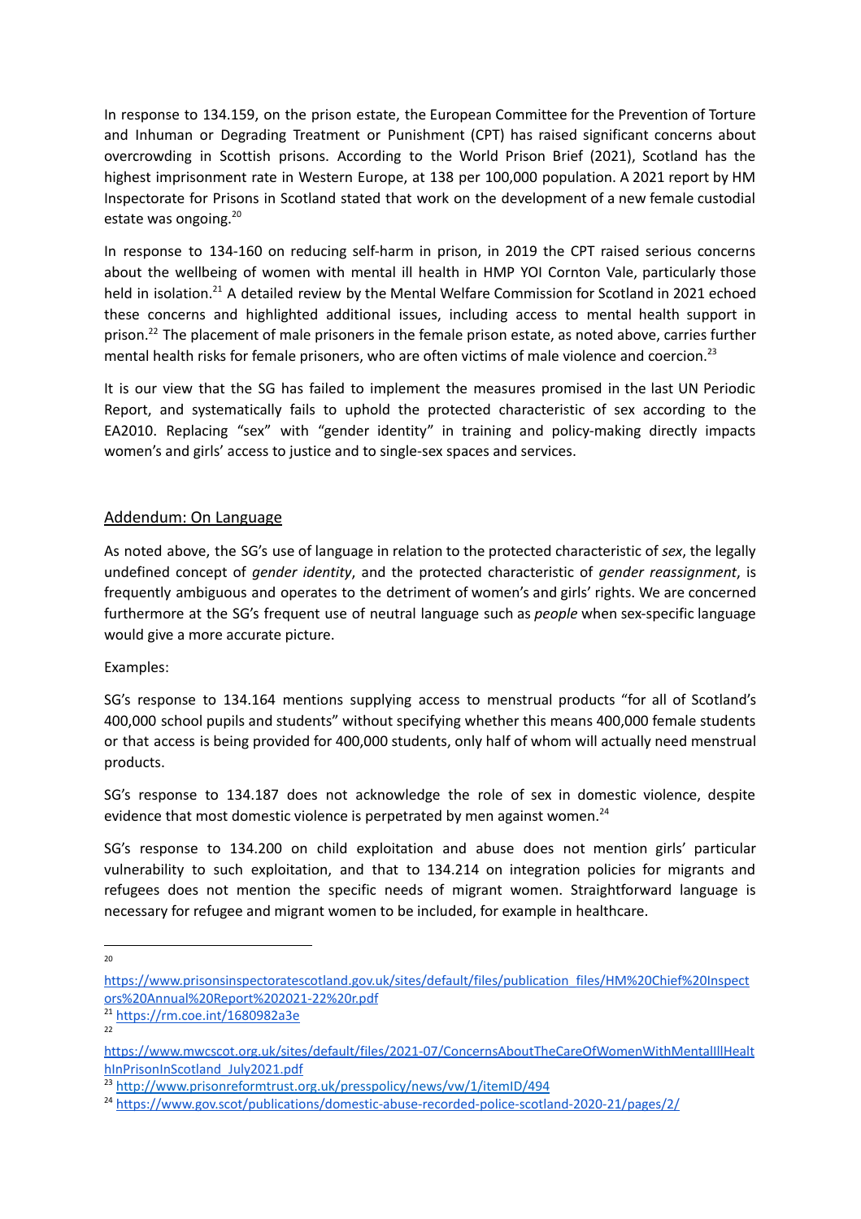In response to 134.159, on the prison estate, the European Committee for the Prevention of Torture and Inhuman or Degrading Treatment or Punishment (CPT) has raised significant concerns about overcrowding in Scottish prisons. According to the World Prison Brief (2021), Scotland has the highest imprisonment rate in Western Europe, at 138 per 100,000 population. A 2021 report by HM Inspectorate for Prisons in Scotland stated that work on the development of a new female custodial estate was ongoing.[20]

In response to 134-160 on reducing self-harm in prison, in 2019 the CPT raised serious concerns about the wellbeing of women with mental ill health in HMP YOI Cornton Vale, particularly those held in isolation.[21] A detailed review by the Mental Welfare Commission for Scotland in 2021 echoed these concerns and highlighted additional issues, including access to mental health support in prison.[22] The placement of male prisoners in the female prison estate, as noted above, carries further mental health risks for female prisoners, who are often victims of male violence and coercion.[23]

It is our view that the SG has failed to implement the measures promised in the last UN Periodic Report, and systematically fails to uphold the protected characteristic of sex according to the EA2010. Replacing "sex" with "gender identity" in training and policy-making directly impacts women's and girls' access to justice and to single-sex spaces and services.

## Addendum: On Language

As noted above, the SG's use of language in relation to the protected characteristic of *sex*, the legally undefined concept of *gender identity*, and the protected characteristic of *gender reassignment*, is frequently ambiguous and operates to the detriment of women's and girls' rights. We are concerned furthermore at the SG's frequent use of neutral language such as *people* when sex-specific language would give a more accurate picture.

Examples:

SG's response to 134.164 mentions supplying access to menstrual products "for all of Scotland's 400,000 school pupils and students" without specifying whether this means 400,000 female students or that access is being provided for 400,000 students, only half of whom will actually need menstrual products.

SG's response to 134.187 does not acknowledge the role of sex in domestic violence, despite evidence that most domestic violence is perpetrated by men against women.[24]

SG's response to 134.200 on child exploitation and abuse does not mention girls' particular vulnerability to such exploitation, and that to 134.214 on integration policies for migrants and refugees does not mention the specific needs of migrant women. Straightforward language is necessary for refugee and migrant women to be included, for example in healthcare.

---

[20] https://www.prisonsinspectoratescotland.gov.uk/sites/default/files/publication_files/HM%20Chief%20Inspectors%20Annual%20Report%202021-22%20r.pdf

[21] https://rm.coe.int/1680982a3e

[22] https://www.mwcscot.org.uk/sites/default/files/2021-07/ConcernsAboutTheCareOfWomenWithMentalIllHealthInPrisonInScotland_July2021.pdf

[23] http://www.prisonreformtrust.org.uk/presspolicy/news/vw/1/itemID/494

[24] https://www.gov.scot/publications/domestic-abuse-recorded-police-scotland-2020-21/pages/2/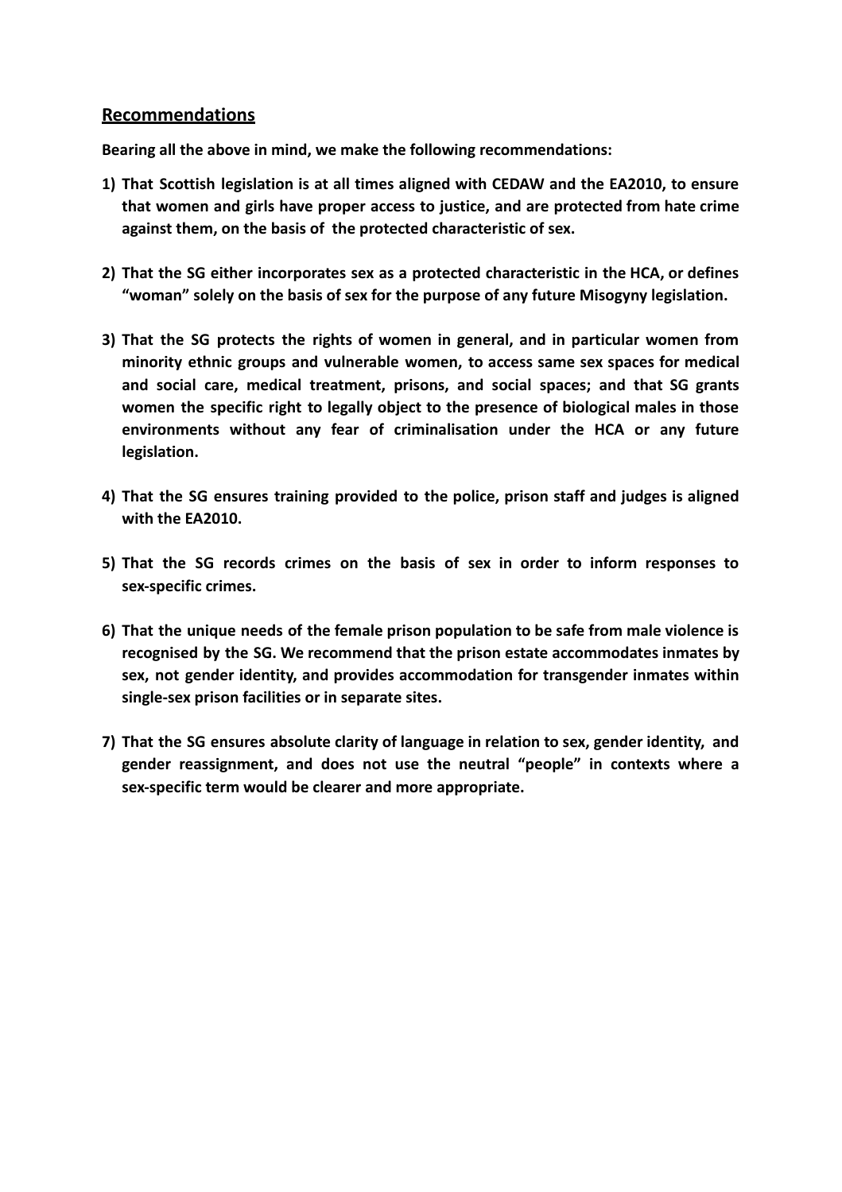## Recommendations

**Bearing all the above in mind, we make the following recommendations:**

1) **That Scottish legislation is at all times aligned with CEDAW and the EA2010, to ensure that women and girls have proper access to justice, and are protected from hate crime against them, on the basis of the protected characteristic of sex.**

2) **That the SG either incorporates sex as a protected characteristic in the HCA, or defines "woman" solely on the basis of sex for the purpose of any future Misogyny legislation.**

3) **That the SG protects the rights of women in general, and in particular women from minority ethnic groups and vulnerable women, to access same sex spaces for medical and social care, medical treatment, prisons, and social spaces; and that SG grants women the specific right to legally object to the presence of biological males in those environments without any fear of criminalisation under the HCA or any future legislation.**

4) **That the SG ensures training provided to the police, prison staff and judges is aligned with the EA2010.**

5) **That the SG records crimes on the basis of sex in order to inform responses to sex-specific crimes.**

6) **That the unique needs of the female prison population to be safe from male violence is recognised by the SG. We recommend that the prison estate accommodates inmates by sex, not gender identity, and provides accommodation for transgender inmates within single-sex prison facilities or in separate sites.**

7) **That the SG ensures absolute clarity of language in relation to sex, gender identity, and gender reassignment, and does not use the neutral "people" in contexts where a sex-specific term would be clearer and more appropriate.**